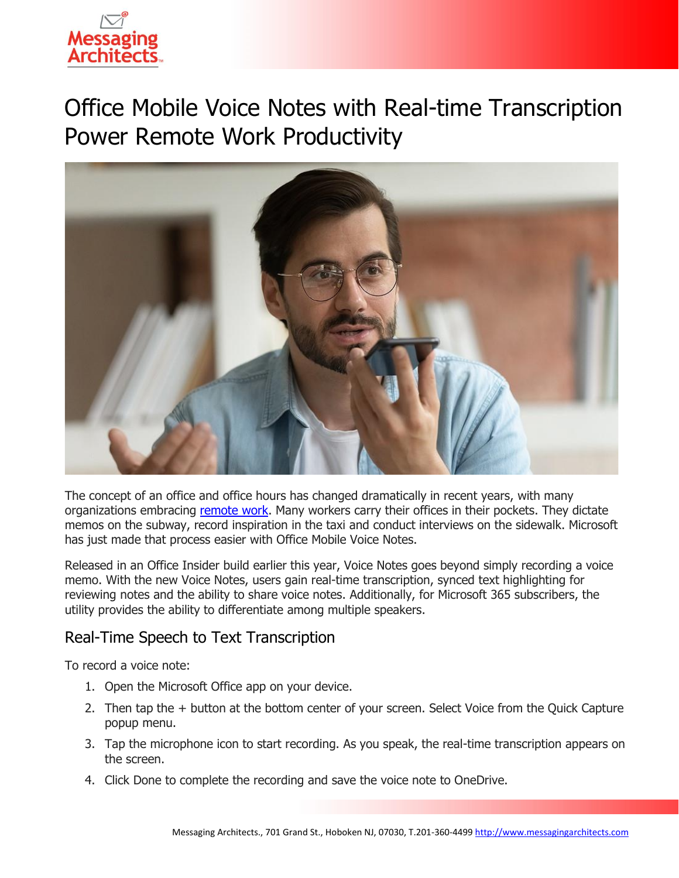# Office Mobile Voice Notes with Real-time Transcription Power Remote Work Productivity

The concept of an office and office hours has changed dramatically in recent years, with many organizations embracing [remote work](#). Many workers carry their offices in their pockets. They dictate memos on the subway, record inspiration in the taxi and conduct interviews on the sidewalk. Microsoft has just made that process easier with Office Mobile Voice Notes.

Released in an Office Insider build earlier this year, Voice Notes goes beyond simply recording a voice memo. With the new Voice Notes, users gain real-time transcription, synced text highlighting for reviewing notes and the ability to share voice notes. Additionally, for Microsoft 365 subscribers, the utility provides the ability to differentiate among multiple speakers.

## Real-Time Speech to Text Transcription

To record a voice note:

1. Open the Microsoft Office app on your device.
2. Then tap the + button at the bottom center of your screen. Select Voice from the Quick Capture popup menu.
3. Tap the microphone icon to start recording. As you speak, the real-time transcription appears on the screen.
4. Click Done to complete the recording and save the voice note to OneDrive.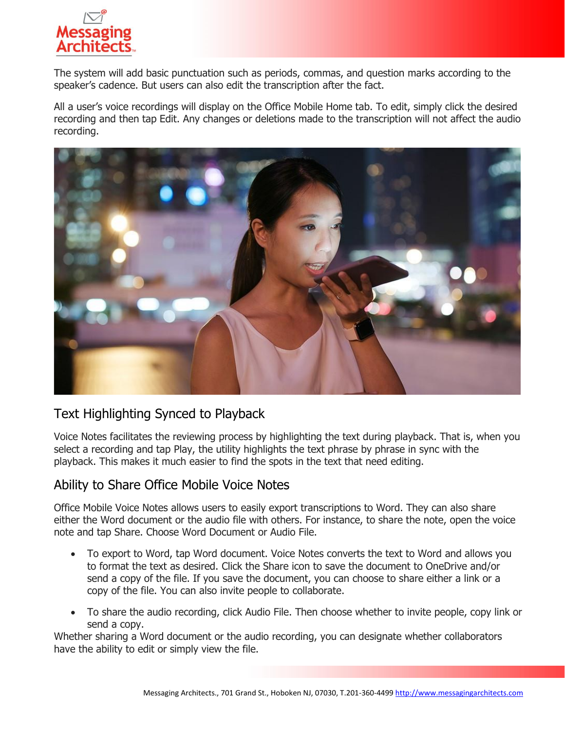The system will add basic punctuation such as periods, commas, and question marks according to the speaker's cadence. But users can also edit the transcription after the fact.

All a user's voice recordings will display on the Office Mobile Home tab. To edit, simply click the desired recording and then tap Edit. Any changes or deletions made to the transcription will not affect the audio recording.

## Text Highlighting Synced to Playback

Voice Notes facilitates the reviewing process by highlighting the text during playback. That is, when you select a recording and tap Play, the utility highlights the text phrase by phrase in sync with the playback. This makes it much easier to find the spots in the text that need editing.

## Ability to Share Office Mobile Voice Notes

Office Mobile Voice Notes allows users to easily export transcriptions to Word. They can also share either the Word document or the audio file with others. For instance, to share the note, open the voice note and tap Share. Choose Word Document or Audio File.

- To export to Word, tap Word document. Voice Notes converts the text to Word and allows you to format the text as desired. Click the Share icon to save the document to OneDrive and/or send a copy of the file. If you save the document, you can choose to share either a link or a copy of the file. You can also invite people to collaborate.

- To share the audio recording, click Audio File. Then choose whether to invite people, copy link or send a copy.

Whether sharing a Word document or the audio recording, you can designate whether collaborators have the ability to edit or simply view the file.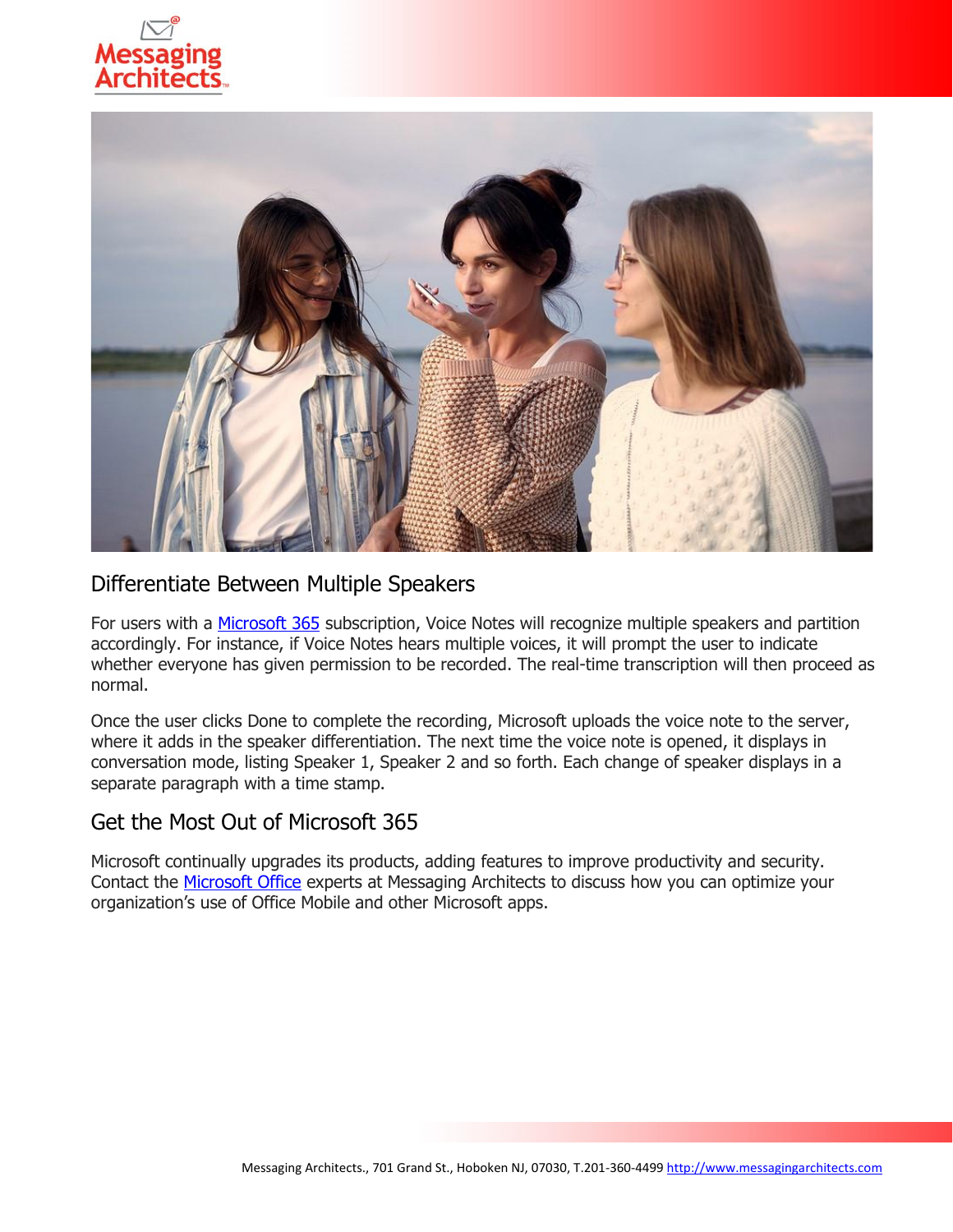## Differentiate Between Multiple Speakers

For users with a Microsoft 365 subscription, Voice Notes will recognize multiple speakers and partition accordingly. For instance, if Voice Notes hears multiple voices, it will prompt the user to indicate whether everyone has given permission to be recorded. The real-time transcription will then proceed as normal.

Once the user clicks Done to complete the recording, Microsoft uploads the voice note to the server, where it adds in the speaker differentiation. The next time the voice note is opened, it displays in conversation mode, listing Speaker 1, Speaker 2 and so forth. Each change of speaker displays in a separate paragraph with a time stamp.

## Get the Most Out of Microsoft 365

Microsoft continually upgrades its products, adding features to improve productivity and security. Contact the Microsoft Office experts at Messaging Architects to discuss how you can optimize your organization's use of Office Mobile and other Microsoft apps.